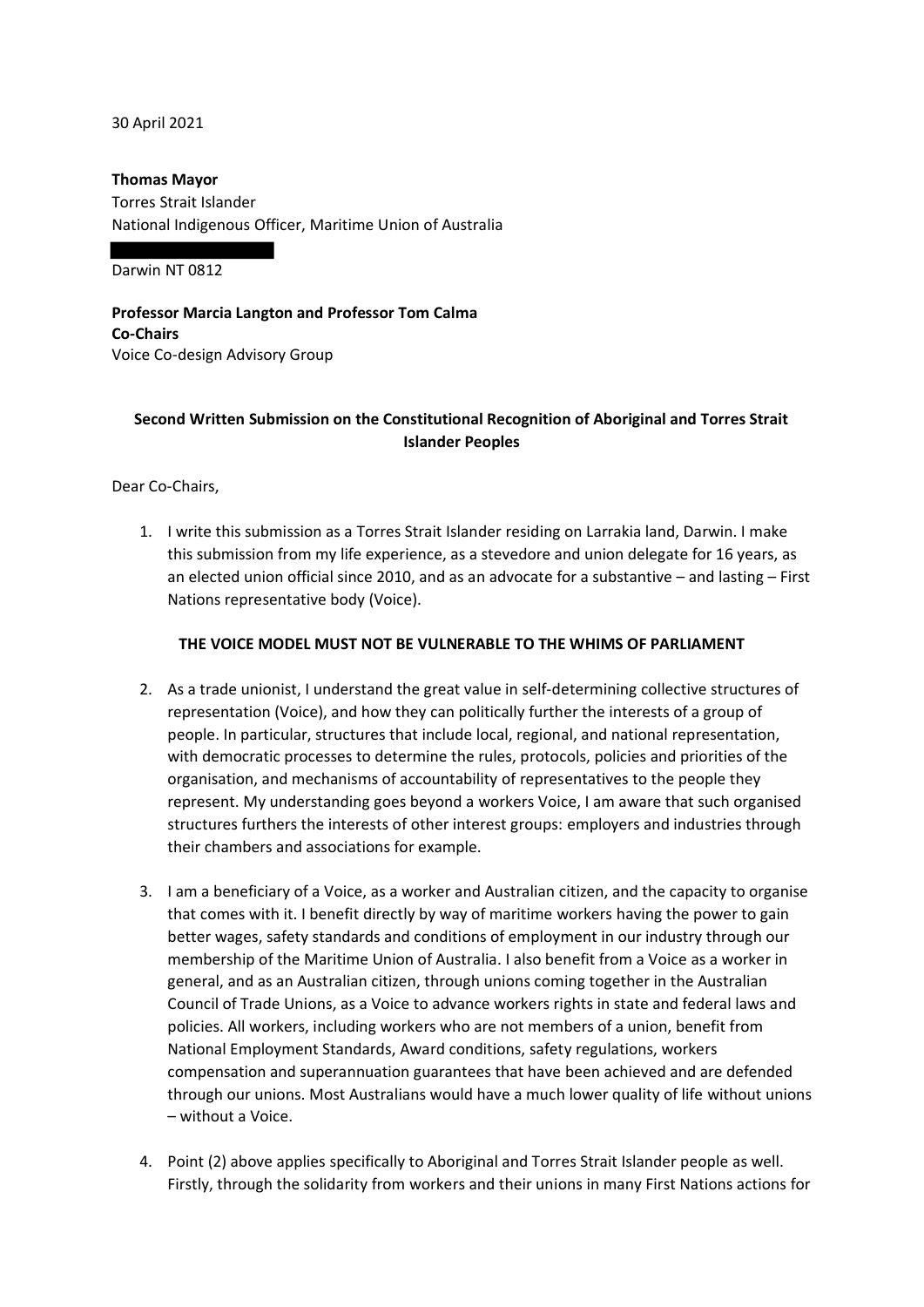30 April 2021

**Thomas Mayor**
Torres Strait Islander
National Indigenous Officer, Maritime Union of Australia

Darwin NT 0812

**Professor Marcia Langton and Professor Tom Calma**
**Co-Chairs**
Voice Co-design Advisory Group

**Second Written Submission on the Constitutional Recognition of Aboriginal and Torres Strait Islander Peoples**

Dear Co-Chairs,

1. I write this submission as a Torres Strait Islander residing on Larrakia land, Darwin. I make this submission from my life experience, as a stevedore and union delegate for 16 years, as an elected union official since 2010, and as an advocate for a substantive – and lasting – First Nations representative body (Voice).

**THE VOICE MODEL MUST NOT BE VULNERABLE TO THE WHIMS OF PARLIAMENT**

2. As a trade unionist, I understand the great value in self-determining collective structures of representation (Voice), and how they can politically further the interests of a group of people. In particular, structures that include local, regional, and national representation, with democratic processes to determine the rules, protocols, policies and priorities of the organisation, and mechanisms of accountability of representatives to the people they represent. My understanding goes beyond a workers Voice, I am aware that such organised structures furthers the interests of other interest groups: employers and industries through their chambers and associations for example.

3. I am a beneficiary of a Voice, as a worker and Australian citizen, and the capacity to organise that comes with it. I benefit directly by way of maritime workers having the power to gain better wages, safety standards and conditions of employment in our industry through our membership of the Maritime Union of Australia. I also benefit from a Voice as a worker in general, and as an Australian citizen, through unions coming together in the Australian Council of Trade Unions, as a Voice to advance workers rights in state and federal laws and policies. All workers, including workers who are not members of a union, benefit from National Employment Standards, Award conditions, safety regulations, workers compensation and superannuation guarantees that have been achieved and are defended through our unions. Most Australians would have a much lower quality of life without unions – without a Voice.

4. Point (2) above applies specifically to Aboriginal and Torres Strait Islander people as well. Firstly, through the solidarity from workers and their unions in many First Nations actions for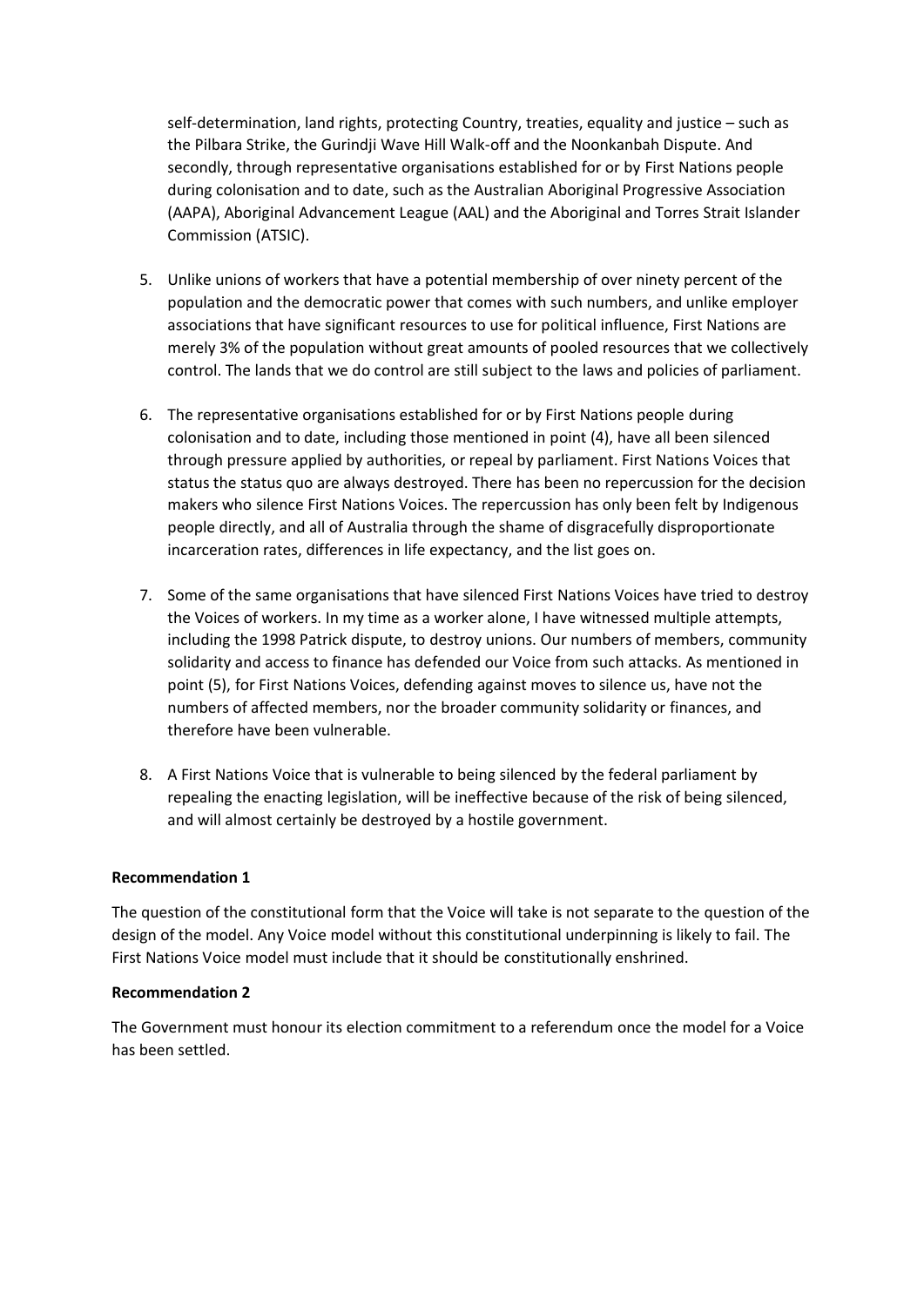self-determination, land rights, protecting Country, treaties, equality and justice – such as the Pilbara Strike, the Gurindji Wave Hill Walk-off and the Noonkanbah Dispute. And secondly, through representative organisations established for or by First Nations people during colonisation and to date, such as the Australian Aboriginal Progressive Association (AAPA), Aboriginal Advancement League (AAL) and the Aboriginal and Torres Strait Islander Commission (ATSIC).

5. Unlike unions of workers that have a potential membership of over ninety percent of the population and the democratic power that comes with such numbers, and unlike employer associations that have significant resources to use for political influence, First Nations are merely 3% of the population without great amounts of pooled resources that we collectively control. The lands that we do control are still subject to the laws and policies of parliament.

6. The representative organisations established for or by First Nations people during colonisation and to date, including those mentioned in point (4), have all been silenced through pressure applied by authorities, or repeal by parliament. First Nations Voices that status the status quo are always destroyed. There has been no repercussion for the decision makers who silence First Nations Voices. The repercussion has only been felt by Indigenous people directly, and all of Australia through the shame of disgracefully disproportionate incarceration rates, differences in life expectancy, and the list goes on.

7. Some of the same organisations that have silenced First Nations Voices have tried to destroy the Voices of workers. In my time as a worker alone, I have witnessed multiple attempts, including the 1998 Patrick dispute, to destroy unions. Our numbers of members, community solidarity and access to finance has defended our Voice from such attacks. As mentioned in point (5), for First Nations Voices, defending against moves to silence us, have not the numbers of affected members, nor the broader community solidarity or finances, and therefore have been vulnerable.

8. A First Nations Voice that is vulnerable to being silenced by the federal parliament by repealing the enacting legislation, will be ineffective because of the risk of being silenced, and will almost certainly be destroyed by a hostile government.

**Recommendation 1**

The question of the constitutional form that the Voice will take is not separate to the question of the design of the model. Any Voice model without this constitutional underpinning is likely to fail. The First Nations Voice model must include that it should be constitutionally enshrined.

**Recommendation 2**

The Government must honour its election commitment to a referendum once the model for a Voice has been settled.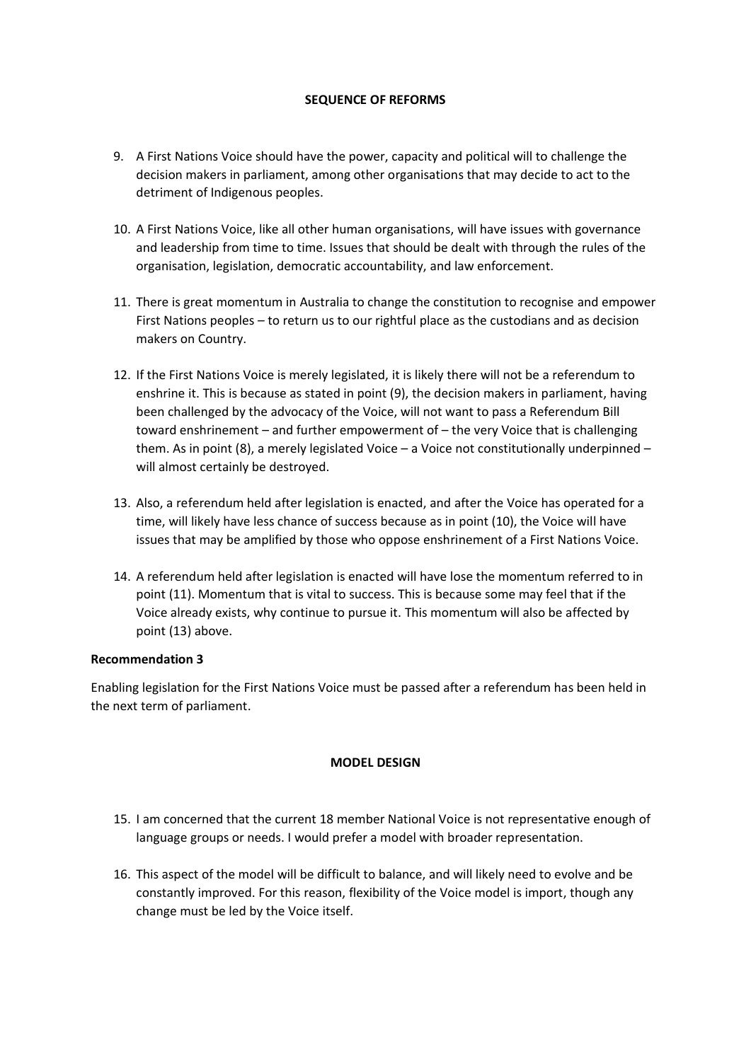**SEQUENCE OF REFORMS**

9. A First Nations Voice should have the power, capacity and political will to challenge the decision makers in parliament, among other organisations that may decide to act to the detriment of Indigenous peoples.

10. A First Nations Voice, like all other human organisations, will have issues with governance and leadership from time to time. Issues that should be dealt with through the rules of the organisation, legislation, democratic accountability, and law enforcement.

11. There is great momentum in Australia to change the constitution to recognise and empower First Nations peoples – to return us to our rightful place as the custodians and as decision makers on Country.

12. If the First Nations Voice is merely legislated, it is likely there will not be a referendum to enshrine it. This is because as stated in point (9), the decision makers in parliament, having been challenged by the advocacy of the Voice, will not want to pass a Referendum Bill toward enshrinement – and further empowerment of – the very Voice that is challenging them. As in point (8), a merely legislated Voice – a Voice not constitutionally underpinned – will almost certainly be destroyed.

13. Also, a referendum held after legislation is enacted, and after the Voice has operated for a time, will likely have less chance of success because as in point (10), the Voice will have issues that may be amplified by those who oppose enshrinement of a First Nations Voice.

14. A referendum held after legislation is enacted will have lose the momentum referred to in point (11). Momentum that is vital to success. This is because some may feel that if the Voice already exists, why continue to pursue it. This momentum will also be affected by point (13) above.

**Recommendation 3**

Enabling legislation for the First Nations Voice must be passed after a referendum has been held in the next term of parliament.

**MODEL DESIGN**

15. I am concerned that the current 18 member National Voice is not representative enough of language groups or needs. I would prefer a model with broader representation.

16. This aspect of the model will be difficult to balance, and will likely need to evolve and be constantly improved. For this reason, flexibility of the Voice model is import, though any change must be led by the Voice itself.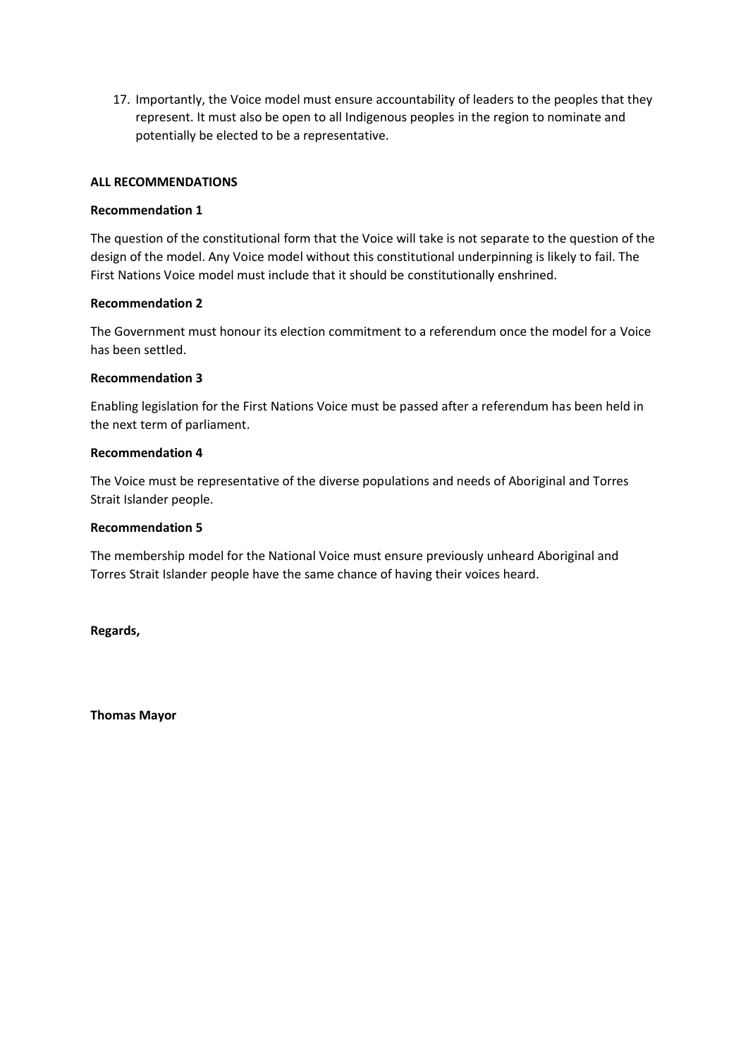17. Importantly, the Voice model must ensure accountability of leaders to the peoples that they represent. It must also be open to all Indigenous peoples in the region to nominate and potentially be elected to be a representative.

**ALL RECOMMENDATIONS**

**Recommendation 1**

The question of the constitutional form that the Voice will take is not separate to the question of the design of the model. Any Voice model without this constitutional underpinning is likely to fail. The First Nations Voice model must include that it should be constitutionally enshrined.

**Recommendation 2**

The Government must honour its election commitment to a referendum once the model for a Voice has been settled.

**Recommendation 3**

Enabling legislation for the First Nations Voice must be passed after a referendum has been held in the next term of parliament.

**Recommendation 4**

The Voice must be representative of the diverse populations and needs of Aboriginal and Torres Strait Islander people.

**Recommendation 5**

The membership model for the National Voice must ensure previously unheard Aboriginal and Torres Strait Islander people have the same chance of having their voices heard.

**Regards,**

**Thomas Mayor**